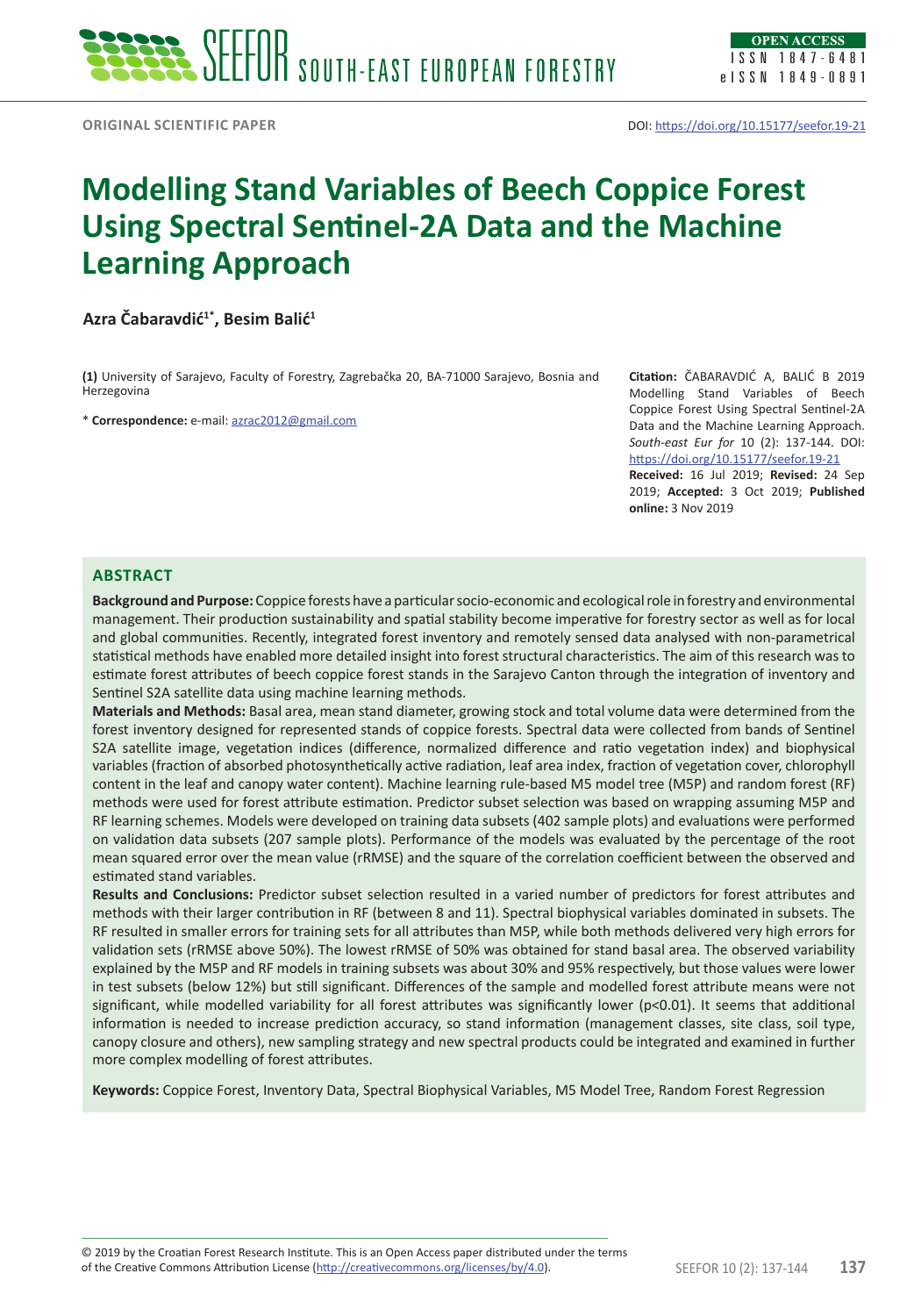ORIGINAL SCIENTIFIC PAPER

DOI: https://doi.org/10.15177/seefor.19-21

# Modelling Stand Variables of Beech Coppice Forest Using Spectral Sentinel-2A Data and the Machine Learning Approach

**Azra Čabaravdić[1*], Besim Balić[1]**

**(1)** University of Sarajevo, Faculty of Forestry, Zagrebačka 20, BA-71000 Sarajevo, Bosnia and Herzegovina

\* **Correspondence:** e-mail: azrac2012@gmail.com

**Citation:** ČABARAVDIĆ A, BALIĆ B 2019 Modelling Stand Variables of Beech Coppice Forest Using Spectral Sentinel-2A Data and the Machine Learning Approach. *South-east Eur for* 10 (2): 137-144. DOI: https://doi.org/10.15177/seefor.19-21

**Received:** 16 Jul 2019; **Revised:** 24 Sep 2019; **Accepted:** 3 Oct 2019; **Published online:** 3 Nov 2019

## ABSTRACT

**Background and Purpose:** Coppice forests have a particular socio-economic and ecological role in forestry and environmental management. Their production sustainability and spatial stability become imperative for forestry sector as well as for local and global communities. Recently, integrated forest inventory and remotely sensed data analysed with non-parametrical statistical methods have enabled more detailed insight into forest structural characteristics. The aim of this research was to estimate forest attributes of beech coppice forest stands in the Sarajevo Canton through the integration of inventory and Sentinel S2A satellite data using machine learning methods.

**Materials and Methods:** Basal area, mean stand diameter, growing stock and total volume data were determined from the forest inventory designed for represented stands of coppice forests. Spectral data were collected from bands of Sentinel S2A satellite image, vegetation indices (difference, normalized difference and ratio vegetation index) and biophysical variables (fraction of absorbed photosynthetically active radiation, leaf area index, fraction of vegetation cover, chlorophyll content in the leaf and canopy water content). Machine learning rule-based M5 model tree (M5P) and random forest (RF) methods were used for forest attribute estimation. Predictor subset selection was based on wrapping assuming M5P and RF learning schemes. Models were developed on training data subsets (402 sample plots) and evaluations were performed on validation data subsets (207 sample plots). Performance of the models was evaluated by the percentage of the root mean squared error over the mean value (rRMSE) and the square of the correlation coefficient between the observed and estimated stand variables.

**Results and Conclusions:** Predictor subset selection resulted in a varied number of predictors for forest attributes and methods with their larger contribution in RF (between 8 and 11). Spectral biophysical variables dominated in subsets. The RF resulted in smaller errors for training sets for all attributes than M5P, while both methods delivered very high errors for validation sets (rRMSE above 50%). The lowest rRMSE of 50% was obtained for stand basal area. The observed variability explained by the M5P and RF models in training subsets was about 30% and 95% respectively, but those values were lower in test subsets (below 12%) but still significant. Differences of the sample and modelled forest attribute means were not significant, while modelled variability for all forest attributes was significantly lower ($p<0.01$). It seems that additional information is needed to increase prediction accuracy, so stand information (management classes, site class, soil type, canopy closure and others), new sampling strategy and new spectral products could be integrated and examined in further more complex modelling of forest attributes.

**Keywords:** Coppice Forest, Inventory Data, Spectral Biophysical Variables, M5 Model Tree, Random Forest Regression

© 2019 by the Croatian Forest Research Institute. This is an Open Access paper distributed under the terms of the Creative Commons Attribution License (http://creativecommons.org/licenses/by/4.0).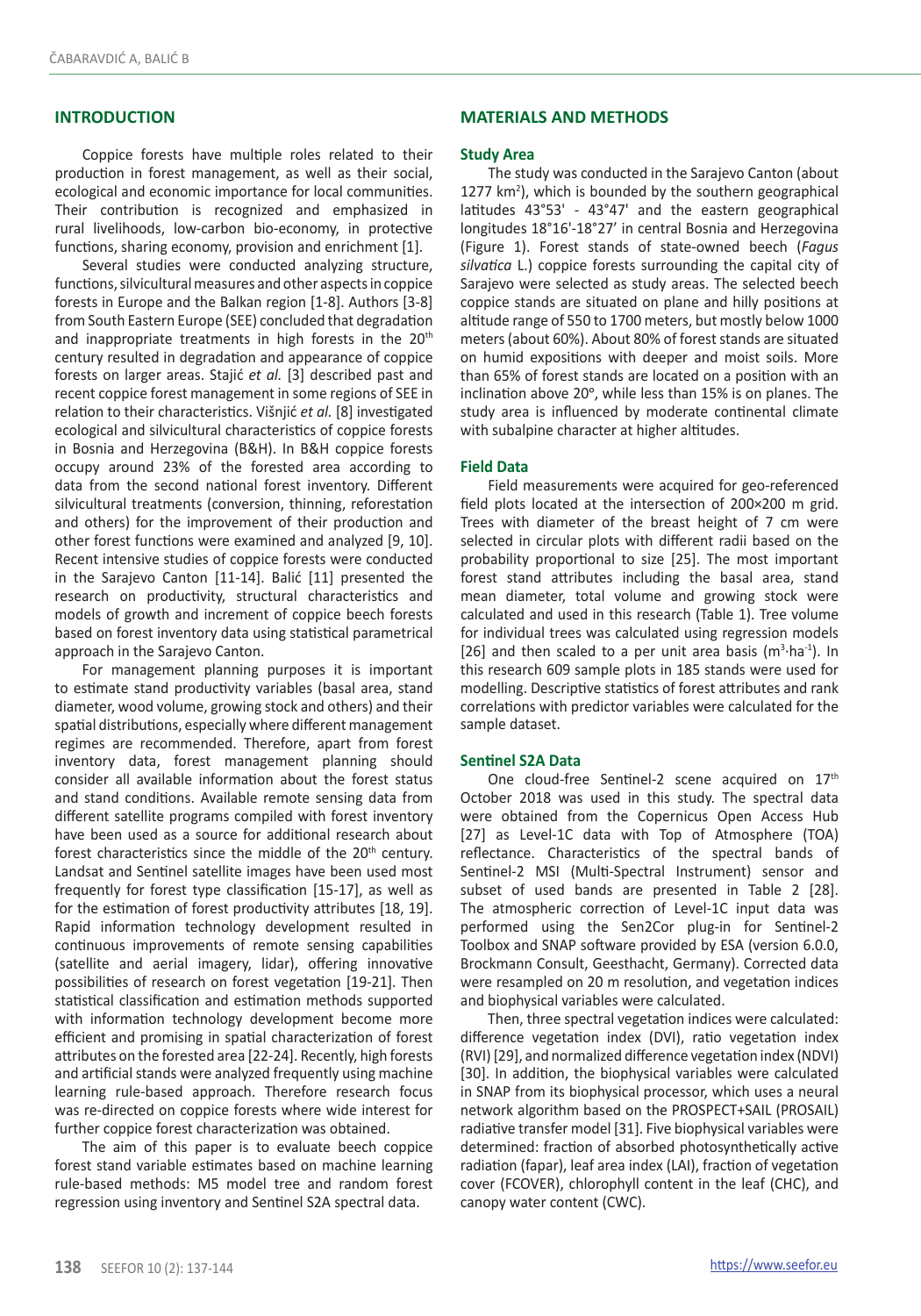## INTRODUCTION

Coppice forests have multiple roles related to their production in forest management, as well as their social, ecological and economic importance for local communities. Their contribution is recognized and emphasized in rural livelihoods, low-carbon bio-economy, in protective functions, sharing economy, provision and enrichment [1].

Several studies were conducted analyzing structure, functions, silvicultural measures and other aspects in coppice forests in Europe and the Balkan region [1-8]. Authors [3-8] from South Eastern Europe (SEE) concluded that degradation and inappropriate treatments in high forests in the 20th century resulted in degradation and appearance of coppice forests on larger areas. Stajić *et al.* [3] described past and recent coppice forest management in some regions of SEE in relation to their characteristics. Višnjić *et al.* [8] investigated ecological and silvicultural characteristics of coppice forests in Bosnia and Herzegovina (B&H). In B&H coppice forests occupy around 23% of the forested area according to data from the second national forest inventory. Different silvicultural treatments (conversion, thinning, reforestation and others) for the improvement of their production and other forest functions were examined and analyzed [9, 10]. Recent intensive studies of coppice forests were conducted in the Sarajevo Canton [11-14]. Balić [11] presented the research on productivity, structural characteristics and models of growth and increment of coppice beech forests based on forest inventory data using statistical parametrical approach in the Sarajevo Canton.

For management planning purposes it is important to estimate stand productivity variables (basal area, stand diameter, wood volume, growing stock and others) and their spatial distributions, especially where different management regimes are recommended. Therefore, apart from forest inventory data, forest management planning should consider all available information about the forest status and stand conditions. Available remote sensing data from different satellite programs compiled with forest inventory have been used as a source for additional research about forest characteristics since the middle of the 20th century. Landsat and Sentinel satellite images have been used most frequently for forest type classification [15-17], as well as for the estimation of forest productivity attributes [18, 19]. Rapid information technology development resulted in continuous improvements of remote sensing capabilities (satellite and aerial imagery, lidar), offering innovative possibilities of research on forest vegetation [19-21]. Then statistical classification and estimation methods supported with information technology development become more efficient and promising in spatial characterization of forest attributes on the forested area [22-24]. Recently, high forests and artificial stands were analyzed frequently using machine learning rule-based approach. Therefore research focus was re-directed on coppice forests where wide interest for further coppice forest characterization was obtained.

The aim of this paper is to evaluate beech coppice forest stand variable estimates based on machine learning rule-based methods: M5 model tree and random forest regression using inventory and Sentinel S2A spectral data.

## MATERIALS AND METHODS

### Study Area

The study was conducted in the Sarajevo Canton (about 1277 km$^2$), which is bounded by the southern geographical latitudes 43°53' - 43°47' and the eastern geographical longitudes 18°16'-18°27' in central Bosnia and Herzegovina (Figure 1). Forest stands of state-owned beech (*Fagus silvatica* L.) coppice forests surrounding the capital city of Sarajevo were selected as study areas. The selected beech coppice stands are situated on plane and hilly positions at altitude range of 550 to 1700 meters, but mostly below 1000 meters (about 60%). About 80% of forest stands are situated on humid expositions with deeper and moist soils. More than 65% of forest stands are located on a position with an inclination above 20º, while less than 15% is on planes. The study area is influenced by moderate continental climate with subalpine character at higher altitudes.

### Field Data

Field measurements were acquired for geo-referenced field plots located at the intersection of 200×200 m grid. Trees with diameter of the breast height of 7 cm were selected in circular plots with different radii based on the probability proportional to size [25]. The most important forest stand attributes including the basal area, stand mean diameter, total volume and growing stock were calculated and used in this research (Table 1). Tree volume for individual trees was calculated using regression models [26] and then scaled to a per unit area basis (m$^3$·ha$^{-1}$). In this research 609 sample plots in 185 stands were used for modelling. Descriptive statistics of forest attributes and rank correlations with predictor variables were calculated for the sample dataset.

### Sentinel S2A Data

One cloud-free Sentinel-2 scene acquired on 17th October 2018 was used in this study. The spectral data were obtained from the Copernicus Open Access Hub [27] as Level-1C data with Top of Atmosphere (TOA) reflectance. Characteristics of the spectral bands of Sentinel-2 MSI (Multi-Spectral Instrument) sensor and subset of used bands are presented in Table 2 [28]. The atmospheric correction of Level-1C input data was performed using the Sen2Cor plug-in for Sentinel-2 Toolbox and SNAP software provided by ESA (version 6.0.0, Brockmann Consult, Geesthacht, Germany). Corrected data were resampled on 20 m resolution, and vegetation indices and biophysical variables were calculated.

Then, three spectral vegetation indices were calculated: difference vegetation index (DVI), ratio vegetation index (RVI) [29], and normalized difference vegetation index (NDVI) [30]. In addition, the biophysical variables were calculated in SNAP from its biophysical processor, which uses a neural network algorithm based on the PROSPECT+SAIL (PROSAIL) radiative transfer model [31]. Five biophysical variables were determined: fraction of absorbed photosynthetically active radiation (fapar), leaf area index (LAI), fraction of vegetation cover (FCOVER), chlorophyll content in the leaf (CHC), and canopy water content (CWC).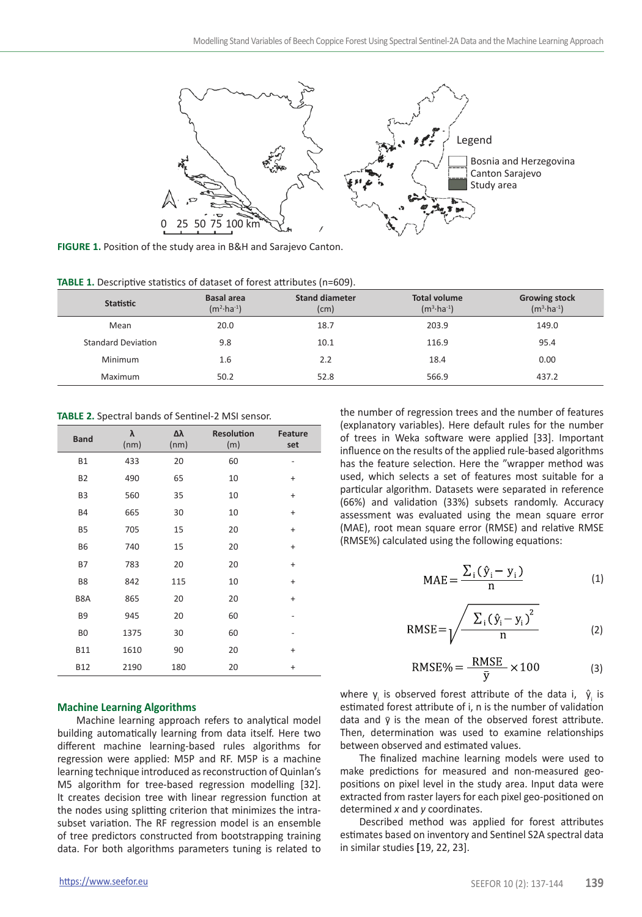FIGURE 1. Position of the study area in B&H and Sarajevo Canton.

TABLE 1. Descriptive statistics of dataset of forest attributes (n=609).

| Statistic | Basal area ($m^2 \cdot ha^{-1}$) | Stand diameter (cm) | Total volume ($m^3 \cdot ha^{-1}$) | Growing stock ($m^3 \cdot ha^{-1}$) |
|---|---|---|---|---|
| Mean | 20.0 | 18.7 | 203.9 | 149.0 |
| Standard Deviation | 9.8 | 10.1 | 116.9 | 95.4 |
| Minimum | 1.6 | 2.2 | 18.4 | 0.00 |
| Maximum | 50.2 | 52.8 | 566.9 | 437.2 |

TABLE 2. Spectral bands of Sentinel-2 MSI sensor.

| Band | λ (nm) | Δλ (nm) | Resolution (m) | Feature set |
|---|---|---|---|---|
| B1 | 433 | 20 | 60 | - |
| B2 | 490 | 65 | 10 | + |
| B3 | 560 | 35 | 10 | + |
| B4 | 665 | 30 | 10 | + |
| B5 | 705 | 15 | 20 | + |
| B6 | 740 | 15 | 20 | + |
| B7 | 783 | 20 | 20 | + |
| B8 | 842 | 115 | 10 | + |
| B8A | 865 | 20 | 20 | + |
| B9 | 945 | 20 | 60 | - |
| B0 | 1375 | 30 | 60 | - |
| B11 | 1610 | 90 | 20 | + |
| B12 | 2190 | 180 | 20 | + |

## Machine Learning Algorithms

Machine learning approach refers to analytical model building automatically learning from data itself. Here two different machine learning-based rules algorithms for regression were applied: M5P and RF. M5P is a machine learning technique introduced as reconstruction of Quinlan's M5 algorithm for tree-based regression modelling [32]. It creates decision tree with linear regression function at the nodes using splitting criterion that minimizes the intra-subset variation. The RF regression model is an ensemble of tree predictors constructed from bootstrapping training data. For both algorithms parameters tuning is related to the number of regression trees and the number of features (explanatory variables). Here default rules for the number of trees in Weka software were applied [33]. Important influence on the results of the applied rule-based algorithms has the feature selection. Here the "wrapper method was used, which selects a set of features most suitable for a particular algorithm. Datasets were separated in reference (66%) and validation (33%) subsets randomly. Accuracy assessment was evaluated using the mean square error (MAE), root mean square error (RMSE) and relative RMSE (RMSE%) calculated using the following equations:

$$\mathrm{MAE} = \frac{\sum_i (\hat{y}_i - y_i)}{n} \tag{1}$$

$$\mathrm{RMSE} = \sqrt{\frac{\sum_i (\hat{y}_i - y_i)^2}{n}} \tag{2}$$

$$\mathrm{RMSE\%} = \frac{\mathrm{RMSE}}{\bar{y}} \times 100 \tag{3}$$

where $y_i$ is observed forest attribute of the data i, $\hat{y}_i$ is estimated forest attribute of i, n is the number of validation data and $\bar{y}$ is the mean of the observed forest attribute. Then, determination was used to examine relationships between observed and estimated values.

The finalized machine learning models were used to make predictions for measured and non-measured geo-positions on pixel level in the study area. Input data were extracted from raster layers for each pixel geo-positioned on determined *x* and *y* coordinates.

Described method was applied for forest attributes estimates based on inventory and Sentinel S2A spectral data in similar studies [19, 22, 23].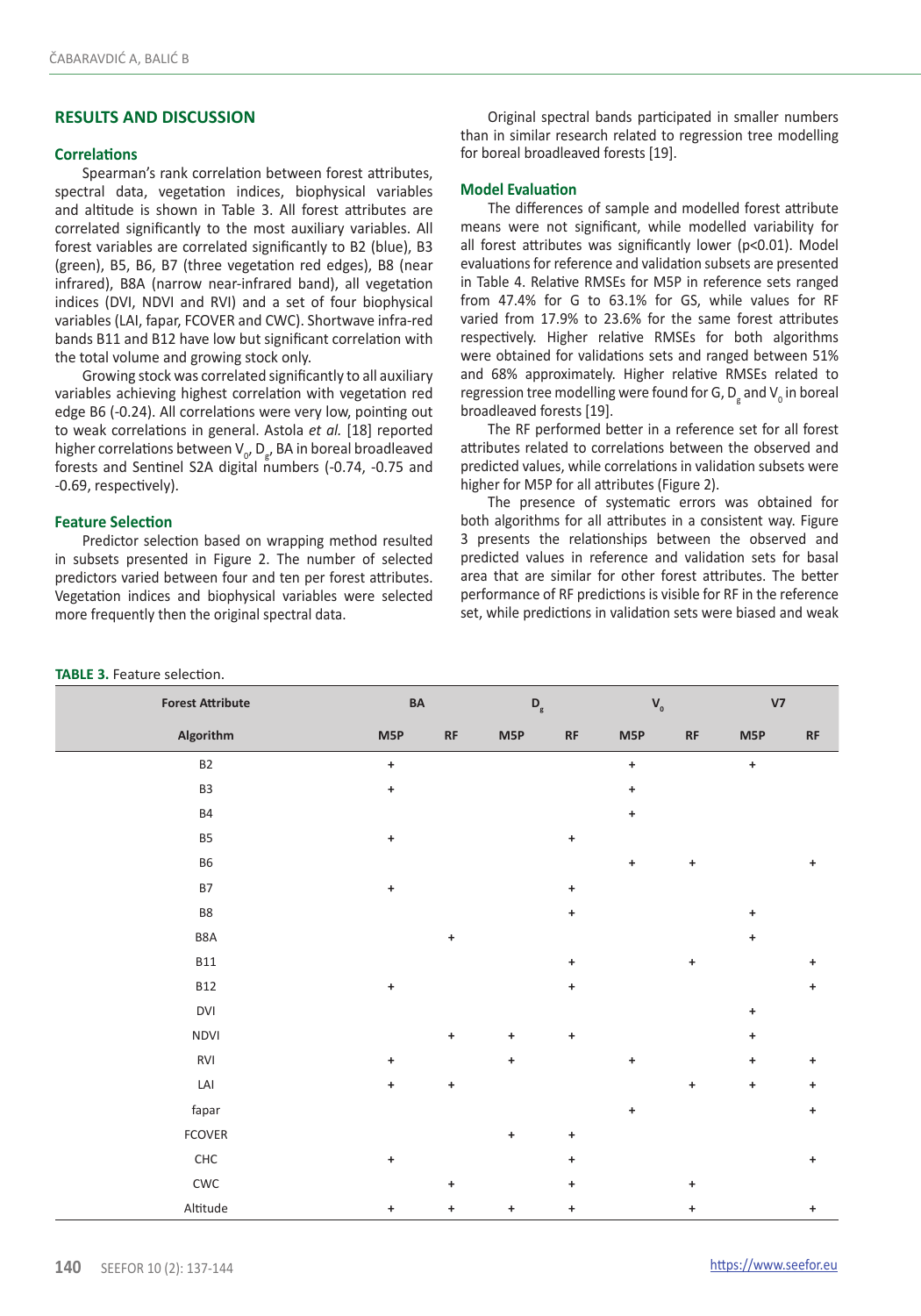## RESULTS AND DISCUSSION

### Correlations

Spearman's rank correlation between forest attributes, spectral data, vegetation indices, biophysical variables and altitude is shown in Table 3. All forest attributes are correlated significantly to the most auxiliary variables. All forest variables are correlated significantly to B2 (blue), B3 (green), B5, B6, B7 (three vegetation red edges), B8 (near infrared), B8A (narrow near-infrared band), all vegetation indices (DVI, NDVI and RVI) and a set of four biophysical variables (LAI, fapar, FCOVER and CWC). Shortwave infra-red bands B11 and B12 have low but significant correlation with the total volume and growing stock only.

Growing stock was correlated significantly to all auxiliary variables achieving highest correlation with vegetation red edge B6 (-0.24). All correlations were very low, pointing out to weak correlations in general. Astola *et al.* [18] reported higher correlations between $V_0$, $D_g$, BA in boreal broadleaved forests and Sentinel S2A digital numbers (-0.74, -0.75 and -0.69, respectively).

### Feature Selection

Predictor selection based on wrapping method resulted in subsets presented in Figure 2. The number of selected predictors varied between four and ten per forest attributes. Vegetation indices and biophysical variables were selected more frequently then the original spectral data.

Original spectral bands participated in smaller numbers than in similar research related to regression tree modelling for boreal broadleaved forests [19].

### Model Evaluation

The differences of sample and modelled forest attribute means were not significant, while modelled variability for all forest attributes was significantly lower (p<0.01). Model evaluations for reference and validation subsets are presented in Table 4. Relative RMSEs for M5P in reference sets ranged from 47.4% for G to 63.1% for GS, while values for RF varied from 17.9% to 23.6% for the same forest attributes respectively. Higher relative RMSEs for both algorithms were obtained for validations sets and ranged between 51% and 68% approximately. Higher relative RMSEs related to regression tree modelling were found for G, $D_g$ and $V_0$ in boreal broadleaved forests [19].

The RF performed better in a reference set for all forest attributes related to correlations between the observed and predicted values, while correlations in validation subsets were higher for M5P for all attributes (Figure 2).

The presence of systematic errors was obtained for both algorithms for all attributes in a consistent way. Figure 3 presents the relationships between the observed and predicted values in reference and validation sets for basal area that are similar for other forest attributes. The better performance of RF predictions is visible for RF in the reference set, while predictions in validation sets were biased and weak

**TABLE 3.** Feature selection.

| Forest Attribute | BA | | $D_g$ | | $V_0$ | | V7 | |
|---|---|---|---|---|---|---|---|---|
| **Algorithm** | **M5P** | **RF** | **M5P** | **RF** | **M5P** | **RF** | **M5P** | **RF** |
| B2 | + | | | | + | | + | |
| B3 | + | | | | + | | | |
| B4 | | | | | + | | | |
| B5 | + | | | + | | | | |
| B6 | | | | | + | + | | + |
| B7 | + | | | + | | | | |
| B8 | | | | + | | | + | |
| B8A | | + | | | | | + | |
| B11 | | | | + | | + | | + |
| B12 | + | | | + | | | | + |
| DVI | | | | | | | + | |
| NDVI | | + | + | + | | | + | |
| RVI | + | | + | | + | | + | + |
| LAI | + | + | | | | + | + | + |
| fapar | | | | | + | | | + |
| FCOVER | | | + | + | | | | |
| CHC | + | | | + | | | | + |
| CWC | | + | | + | | + | | |
| Altitude | + | + | + | + | | + | | + |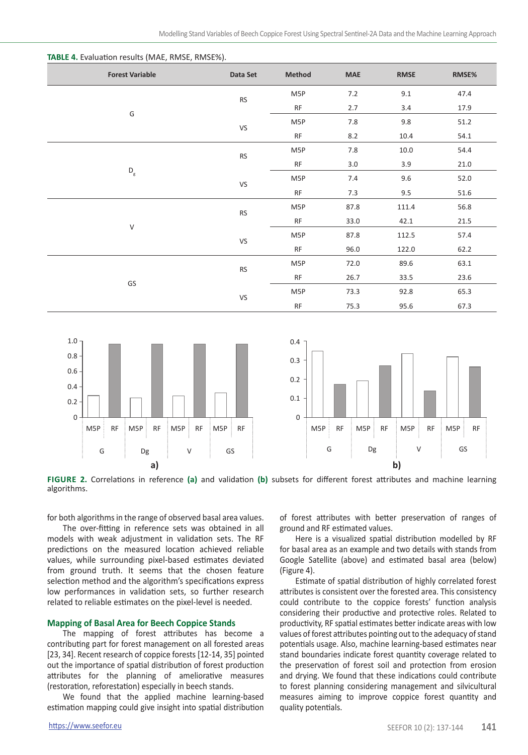**TABLE 4.** Evaluation results (MAE, RMSE, RMSE%).

| Forest Variable | Data Set | Method | MAE | RMSE | RMSE% |
|---|---|---|---|---|---|
| G | RS | M5P | 7.2 | 9.1 | 47.4 |
| | | RF | 2.7 | 3.4 | 17.9 |
| | VS | M5P | 7.8 | 9.8 | 51.2 |
| | | RF | 8.2 | 10.4 | 54.1 |
| $D_g$ | RS | M5P | 7.8 | 10.0 | 54.4 |
| | | RF | 3.0 | 3.9 | 21.0 |
| | VS | M5P | 7.4 | 9.6 | 52.0 |
| | | RF | 7.3 | 9.5 | 51.6 |
| V | RS | M5P | 87.8 | 111.4 | 56.8 |
| | | RF | 33.0 | 42.1 | 21.5 |
| | VS | M5P | 87.8 | 112.5 | 57.4 |
| | | RF | 96.0 | 122.0 | 62.2 |
| GS | RS | M5P | 72.0 | 89.6 | 63.1 |
| | | RF | 26.7 | 33.5 | 23.6 |
| | VS | M5P | 73.3 | 92.8 | 65.3 |
| | | RF | 75.3 | 95.6 | 67.3 |

**FIGURE 2.** Correlations in reference **(a)** and validation **(b)** subsets for different forest attributes and machine learning algorithms.

for both algorithms in the range of observed basal area values.

The over-fitting in reference sets was obtained in all models with weak adjustment in validation sets. The RF predictions on the measured location achieved reliable values, while surrounding pixel-based estimates deviated from ground truth. It seems that the chosen feature selection method and the algorithm's specifications express low performances in validation sets, so further research related to reliable estimates on the pixel-level is needed.

## Mapping of Basal Area for Beech Coppice Stands

The mapping of forest attributes has become a contributing part for forest management on all forested areas [23, 34]. Recent research of coppice forests [12-14, 35] pointed out the importance of spatial distribution of forest production attributes for the planning of ameliorative measures (restoration, reforestation) especially in beech stands.

We found that the applied machine learning-based estimation mapping could give insight into spatial distribution of forest attributes with better preservation of ranges of ground and RF estimated values.

Here is a visualized spatial distribution modelled by RF for basal area as an example and two details with stands from Google Satellite (above) and estimated basal area (below) (Figure 4).

Estimate of spatial distribution of highly correlated forest attributes is consistent over the forested area. This consistency could contribute to the coppice forests' function analysis considering their productive and protective roles. Related to productivity, RF spatial estimates better indicate areas with low values of forest attributes pointing out to the adequacy of stand potentials usage. Also, machine learning-based estimates near stand boundaries indicate forest quantity coverage related to the preservation of forest soil and protection from erosion and drying. We found that these indications could contribute to forest planning considering management and silvicultural measures aiming to improve coppice forest quantity and quality potentials.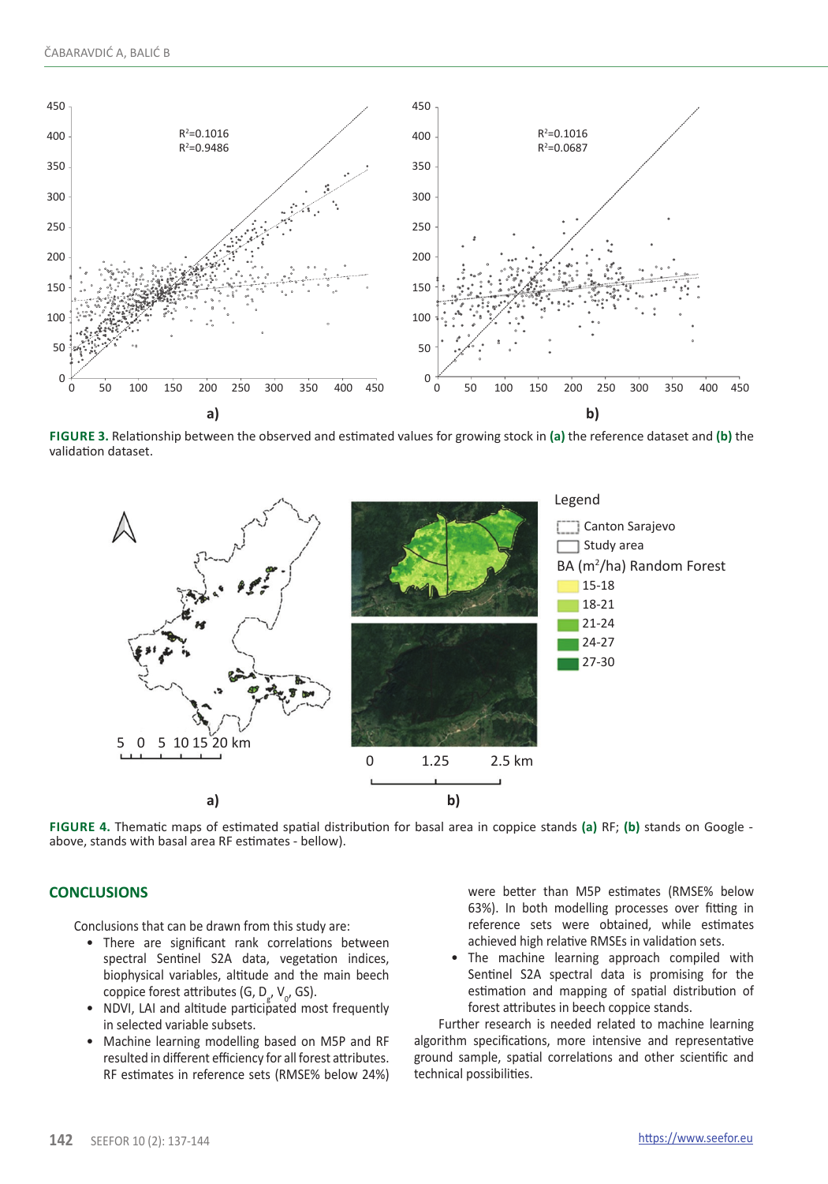**FIGURE 3.** Relationship between the observed and estimated values for growing stock in **(a)** the reference dataset and **(b)** the validation dataset.

**FIGURE 4.** Thematic maps of estimated spatial distribution for basal area in coppice stands **(a)** RF; **(b)** stands on Google - above, stands with basal area RF estimates - bellow).

## CONCLUSIONS

Conclusions that can be drawn from this study are:

- There are significant rank correlations between spectral Sentinel S2A data, vegetation indices, biophysical variables, altitude and the main beech coppice forest attributes (G, $D_g$, $V_0$, GS).
- NDVI, LAI and altitude participated most frequently in selected variable subsets.
- Machine learning modelling based on M5P and RF resulted in different efficiency for all forest attributes. RF estimates in reference sets (RMSE% below 24%) were better than M5P estimates (RMSE% below 63%). In both modelling processes over fitting in reference sets were obtained, while estimates achieved high relative RMSEs in validation sets.
- The machine learning approach compiled with Sentinel S2A spectral data is promising for the estimation and mapping of spatial distribution of forest attributes in beech coppice stands.

Further research is needed related to machine learning algorithm specifications, more intensive and representative ground sample, spatial correlations and other scientific and technical possibilities.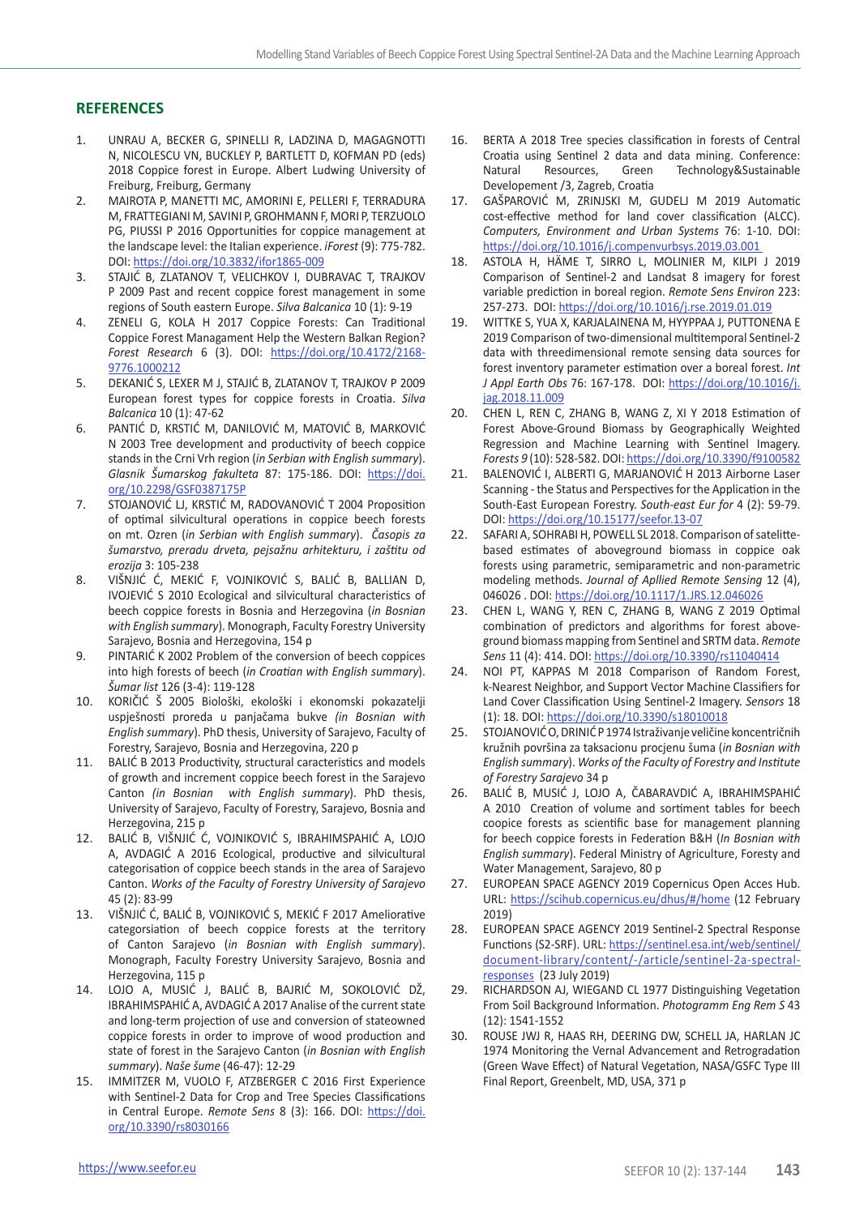## REFERENCES

1. UNRAU A, BECKER G, SPINELLI R, LADZINA D, MAGAGNOTTI N, NICOLESCU VN, BUCKLEY P, BARTLETT D, KOFMAN PD (eds) 2018 Coppice forest in Europe. Albert Ludwing University of Freiburg, Freiburg, Germany
2. MAIROTA P, MANETTI MC, AMORINI E, PELLERI F, TERRADURA M, FRATTEGIANI M, SAVINI P, GROHMANN F, MORI P, TERZUOLO PG, PIUSSI P 2016 Opportunities for coppice management at the landscape level: the Italian experience. *iForest* (9): 775-782. DOI: https://doi.org/10.3832/ifor1865-009
3. STAJIĆ B, ZLATANOV T, VELICHKOV I, DUBRAVAC T, TRAJKOV P 2009 Past and recent coppice forest management in some regions of South eastern Europe. *Silva Balcanica* 10 (1): 9-19
4. ZENELI G, KOLA H 2017 Coppice Forests: Can Traditional Coppice Forest Managament Help the Western Balkan Region? *Forest Research* 6 (3). DOI: https://doi.org/10.4172/2168-9776.1000212
5. DEKANIĆ S, LEXER M J, STAJIĆ B, ZLATANOV T, TRAJKOV P 2009 European forest types for coppice forests in Croatia. *Silva Balcanica* 10 (1): 47-62
6. PANTIĆ D, KRSTIĆ M, DANILOVIĆ M, MATOVIĆ B, MARKOVIĆ N 2003 Tree development and productivity of beech coppice stands in the Crni Vrh region (*in Serbian with English summary*). *Glasnik Šumarskog fakulteta* 87: 175-186. DOI: https://doi.org/10.2298/GSF0387175P
7. STOJANOVIĆ LJ, KRSTIĆ M, RADOVANOVIĆ T 2004 Proposition of optimal silvicultural operations in coppice beech forests on mt. Ozren (*in Serbian with English summary*). *Časopis za šumarstvo, preradu drveta, pejsažnu arhitekturu, i zaštitu od erozija* 3: 105-238
8. VIŠNJIĆ Ć, MEKIĆ F, VOJNIKOVIĆ S, BALIĆ B, BALLIAN D, IVOJEVIĆ S 2010 Ecological and silvicultural characteristics of beech coppice forests in Bosnia and Herzegovina (*in Bosnian with English summary*). Monograph, Faculty Forestry University Sarajevo, Bosnia and Herzegovina, 154 p
9. PINTARIĆ K 2002 Problem of the conversion of beech coppices into high forests of beech (*in Croatian with English summary*). *Šumar list* 126 (3-4): 119-128
10. KORIČIČ Š 2005 Biološki, ekološki i ekonomski pokazatelji uspješnosti proreda u panjačama bukve *(in Bosnian with English summary*). PhD thesis, University of Sarajevo, Faculty of Forestry, Sarajevo, Bosnia and Herzegovina, 220 p
11. BALIĆ B 2013 Productivity, structural caracteristics and models of growth and increment coppice beech forest in the Sarajevo Canton *(in Bosnian with English summary*). PhD thesis, University of Sarajevo, Faculty of Forestry, Sarajevo, Bosnia and Herzegovina, 215 p
12. BALIĆ B, VIŠNJIĆ Ć, VOJNIKOVIĆ S, IBRAHIMSPAHIĆ A, LOJO A, AVDAGIĆ A 2016 Ecological, productive and silvicultural categorisation of coppice beech stands in the area of Sarajevo Canton. *Works of the Faculty of Forestry University of Sarajevo* 45 (2): 83-99
13. VIŠNJIĆ Ć, BALIĆ B, VOJNIKOVIĆ S, MEKIĆ F 2017 Ameliorative categorsiation of beech coppice forests at the territory of Canton Sarajevo (*in Bosnian with English summary*). Monograph, Faculty Forestry University Sarajevo, Bosnia and Herzegovina, 115 p
14. LOJO A, MUSIĆ J, BALIĆ B, BAJRIĆ M, SOKOLOVIĆ DŽ, IBRAHIMSPAHIĆ A, AVDAGIĆ A 2017 Analise of the current state and long-term projection of use and conversion of stateowned coppice forests in order to improve of wood production and state of forest in the Sarajevo Canton (*in Bosnian with English summary*). *Naše šume* (46-47): 12-29
15. IMMITZER M, VUOLO F, ATZBERGER C 2016 First Experience with Sentinel-2 Data for Crop and Tree Species Classifications in Central Europe. *Remote Sens* 8 (3): 166. DOI: https://doi.org/10.3390/rs8030166
16. BERTA A 2018 Tree species classification in forests of Central Croatia using Sentinel 2 data and data mining. Conference: Natural Resources, Green Technology&Sustainable Developement /3, Zagreb, Croatia
17. GAŠPAROVIĆ M, ZRINJSKI M, GUDELJ M 2019 Automatic cost-effective method for land cover classification (ALCC). *Computers, Environment and Urban Systems* 76: 1-10. DOI: https://doi.org/10.1016/j.compenvurbsys.2019.03.001
18. ASTOLA H, HÄME T, SIRRO L, MOLINIER M, KILPI J 2019 Comparison of Sentinel-2 and Landsat 8 imagery for forest variable prediction in boreal region. *Remote Sens Environ* 223: 257-273. DOI: https://doi.org/10.1016/j.rse.2019.01.019
19. WITTKE S, YUA X, KARJALAINENA M, HYYPPAA J, PUTTONENA E 2019 Comparison of two-dimensional multitemporal Sentinel-2 data with threedimensional remote sensing data sources for forest inventory parameter estimation over a boreal forest. *Int J Appl Earth Obs* 76: 167-178. DOI: https://doi.org/10.1016/j.jag.2018.11.009
20. CHEN L, REN C, ZHANG B, WANG Z, XI Y 2018 Estimation of Forest Above-Ground Biomass by Geographically Weighted Regression and Machine Learning with Sentinel Imagery. *Forests 9* (10): 528-582. DOI: https://doi.org/10.3390/f9100582
21. BALENOVIĆ I, ALBERTI G, MARJANOVIĆ H 2013 Airborne Laser Scanning - the Status and Perspectives for the Application in the South-East European Forestry. *South-east Eur for* 4 (2): 59-79. DOI: https://doi.org/10.15177/seefor.13-07
22. SAFARI A, SOHRABI H, POWELL SL 2018. Comparison of satellite-based estimates of aboveground biomass in coppice oak forests using parametric, semiparametric and non-parametric modeling methods. *Journal of Apllied Remote Sensing* 12 (4), 046026 . DOI: https://doi.org/10.1117/1.JRS.12.046026
23. CHEN L, WANG Y, REN C, ZHANG B, WANG Z 2019 Optimal combination of predictors and algorithms for forest above-ground biomass mapping from Sentinel and SRTM data. *Remote Sens* 11 (4): 414. DOI: https://doi.org/10.3390/rs11040414
24. NOI PT, KAPPAS M 2018 Comparison of Random Forest, k-Nearest Neighbor, and Support Vector Machine Classifiers for Land Cover Classification Using Sentinel-2 Imagery. *Sensors* 18 (1): 18. DOI: https://doi.org/10.3390/s18010018
25. STOJANOVIĆ O, DRINIĆ P 1974 Istraživanje veličine koncentričnih kružnih površina za taksacionu procjenu šuma (*in Bosnian with English summary*). *Works of the Faculty of Forestry and Institute of Forestry Sarajevo* 34 p
26. BALIĆ B, MUSIĆ J, LOJO A, ČABARAVDIĆ A, IBRAHIMSPAHIĆ A 2010 Creation of volume and sortiment tables for beech coopice forests as scientific base for management planning for beech coppice forests in Federation B&H (*In Bosnian with English summary*). Federal Ministry of Agriculture, Foresty and Water Management, Sarajevo, 80 p
27. EUROPEAN SPACE AGENCY 2019 Copernicus Open Acces Hub. URL: https://scihub.copernicus.eu/dhus/#/home (12 February 2019)
28. EUROPEAN SPACE AGENCY 2019 Sentinel-2 Spectral Response Functions (S2-SRF). URL: https://sentinel.esa.int/web/sentinel/document-library/content/-/article/sentinel-2a-spectral-responses (23 July 2019)
29. RICHARDSON AJ, WIEGAND CL 1977 Distinguishing Vegetation From Soil Background Information. *Photogramm Eng Rem S* 43 (12): 1541-1552
30. ROUSE JWJ R, HAAS RH, DEERING DW, SCHELL JA, HARLAN JC 1974 Monitoring the Vernal Advancement and Retrogradation (Green Wave Effect) of Natural Vegetation, NASA/GSFC Type III Final Report, Greenbelt, MD, USA, 371 p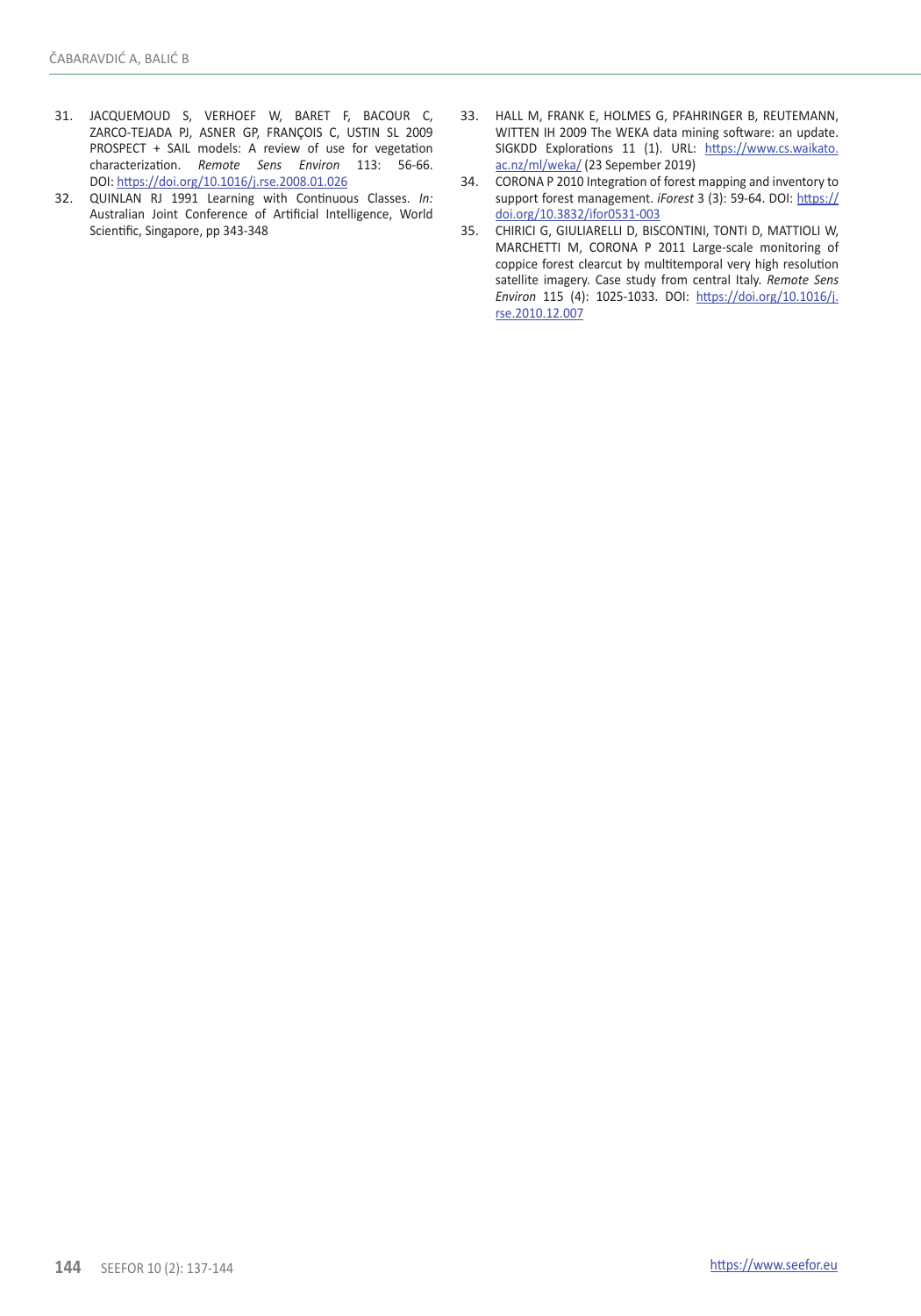31. JACQUEMOUD S, VERHOEF W, BARET F, BACOUR C, ZARCO-TEJADA PJ, ASNER GP, FRANÇOIS C, USTIN SL 2009 PROSPECT + SAIL models: A review of use for vegetation characterization. *Remote Sens Environ* 113: 56-66. DOI: https://doi.org/10.1016/j.rse.2008.01.026
32. QUINLAN RJ 1991 Learning with Continuous Classes. *In:* Australian Joint Conference of Artificial Intelligence, World Scientific, Singapore, pp 343-348
33. HALL M, FRANK E, HOLMES G, PFAHRINGER B, REUTEMANN, WITTEN IH 2009 The WEKA data mining software: an update. SIGKDD Explorations 11 (1). URL: https://www.cs.waikato.ac.nz/ml/weka/ (23 Sepember 2019)
34. CORONA P 2010 Integration of forest mapping and inventory to support forest management. *iForest* 3 (3): 59-64. DOI: https://doi.org/10.3832/ifor0531-003
35. CHIRICI G, GIULIARELLI D, BISCONTINI, TONTI D, MATTIOLI W, MARCHETTI M, CORONA P 2011 Large-scale monitoring of coppice forest clearcut by multitemporal very high resolution satellite imagery. Case study from central Italy. *Remote Sens Environ* 115 (4): 1025-1033. DOI: https://doi.org/10.1016/j.rse.2010.12.007